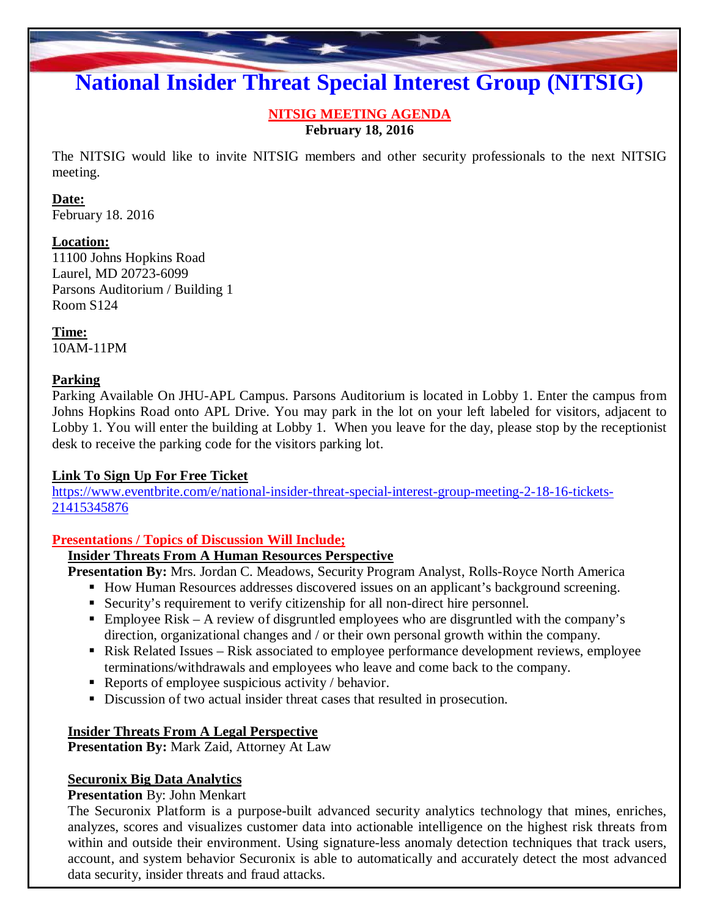# National Insider Threat Special Interest Group (NITSIG)

**NITSIG MEETING AGENDA**
**February 18, 2016**

The NITSIG would like to invite NITSIG members and other security professionals to the next NITSIG meeting.

**Date:**
February 18. 2016

**Location:**
11100 Johns Hopkins Road
Laurel, MD 20723-6099
Parsons Auditorium / Building 1
Room S124

**Time:**
10AM-11PM

**Parking**
Parking Available On JHU-APL Campus. Parsons Auditorium is located in Lobby 1. Enter the campus from Johns Hopkins Road onto APL Drive. You may park in the lot on your left labeled for visitors, adjacent to Lobby 1. You will enter the building at Lobby 1. When you leave for the day, please stop by the receptionist desk to receive the parking code for the visitors parking lot.

**Link To Sign Up For Free Ticket**
https://www.eventbrite.com/e/national-insider-threat-special-interest-group-meeting-2-18-16-tickets-21415345876

**Presentations / Topics of Discussion Will Include;**

**Insider Threats From A Human Resources Perspective**
**Presentation By:** Mrs. Jordan C. Meadows, Security Program Analyst, Rolls-Royce North America

- How Human Resources addresses discovered issues on an applicant's background screening.
- Security's requirement to verify citizenship for all non-direct hire personnel.
- Employee Risk – A review of disgruntled employees who are disgruntled with the company's direction, organizational changes and / or their own personal growth within the company.
- Risk Related Issues – Risk associated to employee performance development reviews, employee terminations/withdrawals and employees who leave and come back to the company.
- Reports of employee suspicious activity / behavior.
- Discussion of two actual insider threat cases that resulted in prosecution.

**Insider Threats From A Legal Perspective**
**Presentation By:** Mark Zaid, Attorney At Law

**Securonix Big Data Analytics**
**Presentation** By: John Menkart
The Securonix Platform is a purpose-built advanced security analytics technology that mines, enriches, analyzes, scores and visualizes customer data into actionable intelligence on the highest risk threats from within and outside their environment. Using signature-less anomaly detection techniques that track users, account, and system behavior Securonix is able to automatically and accurately detect the most advanced data security, insider threats and fraud attacks.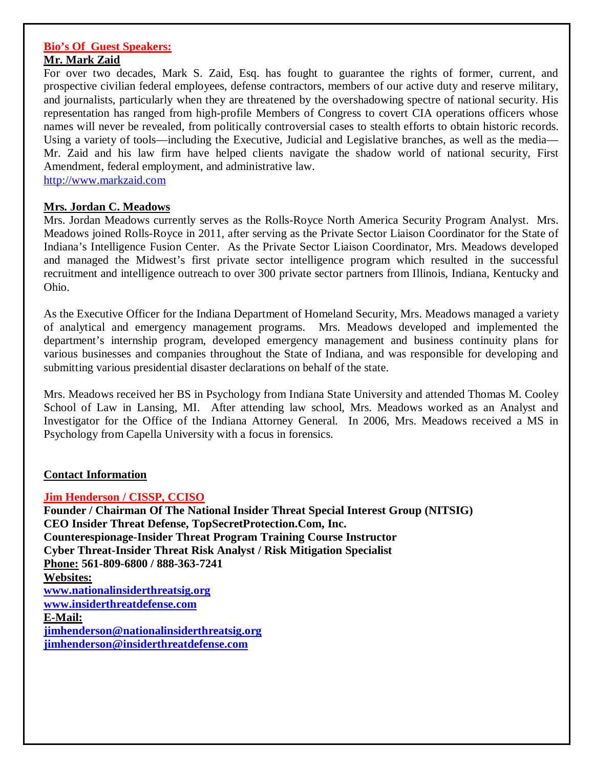## Bio's Of Guest Speakers:

### Mr. Mark Zaid

For over two decades, Mark S. Zaid, Esq. has fought to guarantee the rights of former, current, and prospective civilian federal employees, defense contractors, members of our active duty and reserve military, and journalists, particularly when they are threatened by the overshadowing spectre of national security. His representation has ranged from high-profile Members of Congress to covert CIA operations officers whose names will never be revealed, from politically controversial cases to stealth efforts to obtain historic records. Using a variety of tools—including the Executive, Judicial and Legislative branches, as well as the media—Mr. Zaid and his law firm have helped clients navigate the shadow world of national security, First Amendment, federal employment, and administrative law.

http://www.markzaid.com

### Mrs. Jordan C. Meadows

Mrs. Jordan Meadows currently serves as the Rolls-Royce North America Security Program Analyst. Mrs. Meadows joined Rolls-Royce in 2011, after serving as the Private Sector Liaison Coordinator for the State of Indiana's Intelligence Fusion Center. As the Private Sector Liaison Coordinator, Mrs. Meadows developed and managed the Midwest's first private sector intelligence program which resulted in the successful recruitment and intelligence outreach to over 300 private sector partners from Illinois, Indiana, Kentucky and Ohio.

As the Executive Officer for the Indiana Department of Homeland Security, Mrs. Meadows managed a variety of analytical and emergency management programs. Mrs. Meadows developed and implemented the department's internship program, developed emergency management and business continuity plans for various businesses and companies throughout the State of Indiana, and was responsible for developing and submitting various presidential disaster declarations on behalf of the state.

Mrs. Meadows received her BS in Psychology from Indiana State University and attended Thomas M. Cooley School of Law in Lansing, MI. After attending law school, Mrs. Meadows worked as an Analyst and Investigator for the Office of the Indiana Attorney General. In 2006, Mrs. Meadows received a MS in Psychology from Capella University with a focus in forensics.

## Contact Information

**Jim Henderson / CISSP, CCISO**

**Founder / Chairman Of The National Insider Threat Special Interest Group (NITSIG)**
**CEO Insider Threat Defense, TopSecretProtection.Com, Inc.**
**Counterespionage-Insider Threat Program Training Course Instructor**
**Cyber Threat-Insider Threat Risk Analyst / Risk Mitigation Specialist**
**Phone: 561-809-6800 / 888-363-7241**
**Websites:**
**www.nationalinsiderthreatsig.org**
**www.insiderthreatdefense.com**
**E-Mail:**
**jimhenderson@nationalinsiderthreatsig.org**
**jimhenderson@insiderthreatdefense.com**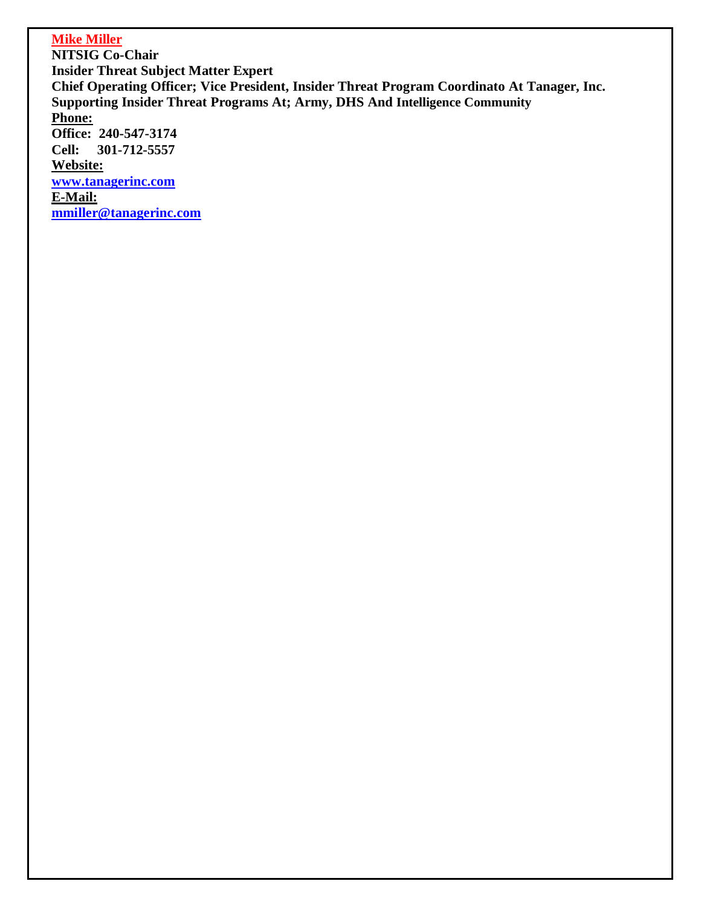**Mike Miller**
**NITSIG Co-Chair**
**Insider Threat Subject Matter Expert**
**Chief Operating Officer; Vice President, Insider Threat Program Coordinato At Tanager, Inc.**
**Supporting Insider Threat Programs At; Army, DHS And Intelligence Community**

**Phone:**
**Office: 240-547-3174**
**Cell: 301-712-5557**

**Website:**
**www.tanagerinc.com**

**E-Mail:**
**mmiller@tanagerinc.com**